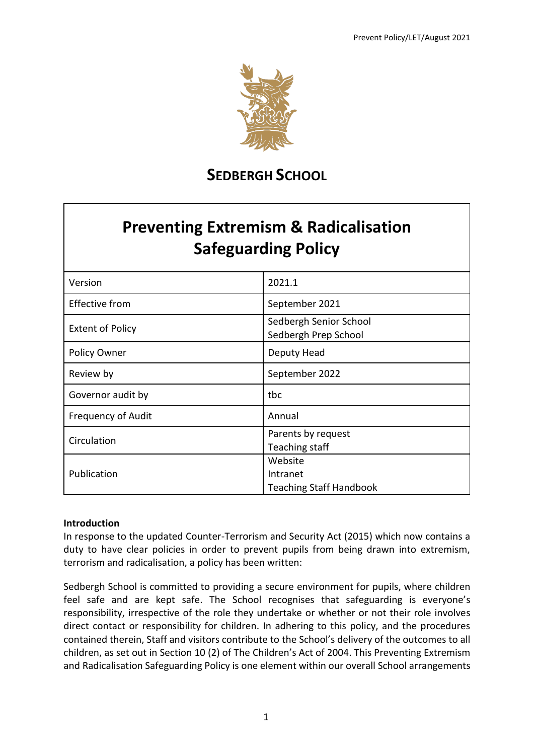# SEDBERGH SCHOOL

## Preventing Extremism & Radicalisation Safeguarding Policy

| | |
|---|---|
| Version | 2021.1 |
| Effective from | September 2021 |
| Extent of Policy | Sedbergh Senior School<br>Sedbergh Prep School |
| Policy Owner | Deputy Head |
| Review by | September 2022 |
| Governor audit by | tbc |
| Frequency of Audit | Annual |
| Circulation | Parents by request<br>Teaching staff |
| Publication | Website<br>Intranet<br>Teaching Staff Handbook |

**Introduction**

In response to the updated Counter-Terrorism and Security Act (2015) which now contains a duty to have clear policies in order to prevent pupils from being drawn into extremism, terrorism and radicalisation, a policy has been written:

Sedbergh School is committed to providing a secure environment for pupils, where children feel safe and are kept safe. The School recognises that safeguarding is everyone's responsibility, irrespective of the role they undertake or whether or not their role involves direct contact or responsibility for children. In adhering to this policy, and the procedures contained therein, Staff and visitors contribute to the School's delivery of the outcomes to all children, as set out in Section 10 (2) of The Children's Act of 2004. This Preventing Extremism and Radicalisation Safeguarding Policy is one element within our overall School arrangements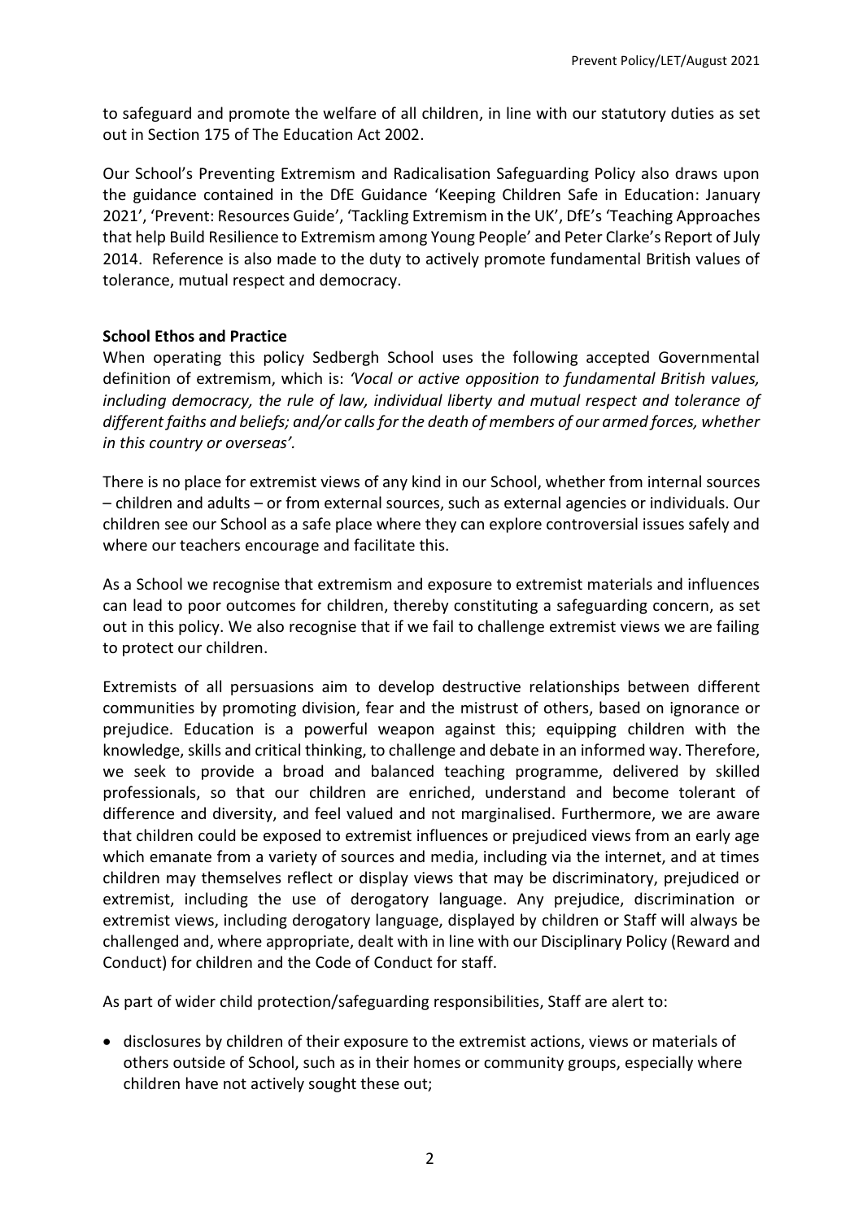to safeguard and promote the welfare of all children, in line with our statutory duties as set out in Section 175 of The Education Act 2002.

Our School's Preventing Extremism and Radicalisation Safeguarding Policy also draws upon the guidance contained in the DfE Guidance 'Keeping Children Safe in Education: January 2021', 'Prevent: Resources Guide', 'Tackling Extremism in the UK', DfE's 'Teaching Approaches that help Build Resilience to Extremism among Young People' and Peter Clarke's Report of July 2014. Reference is also made to the duty to actively promote fundamental British values of tolerance, mutual respect and democracy.

**School Ethos and Practice**

When operating this policy Sedbergh School uses the following accepted Governmental definition of extremism, which is: *'Vocal or active opposition to fundamental British values, including democracy, the rule of law, individual liberty and mutual respect and tolerance of different faiths and beliefs; and/or calls for the death of members of our armed forces, whether in this country or overseas'*.

There is no place for extremist views of any kind in our School, whether from internal sources – children and adults – or from external sources, such as external agencies or individuals. Our children see our School as a safe place where they can explore controversial issues safely and where our teachers encourage and facilitate this.

As a School we recognise that extremism and exposure to extremist materials and influences can lead to poor outcomes for children, thereby constituting a safeguarding concern, as set out in this policy. We also recognise that if we fail to challenge extremist views we are failing to protect our children.

Extremists of all persuasions aim to develop destructive relationships between different communities by promoting division, fear and the mistrust of others, based on ignorance or prejudice. Education is a powerful weapon against this; equipping children with the knowledge, skills and critical thinking, to challenge and debate in an informed way. Therefore, we seek to provide a broad and balanced teaching programme, delivered by skilled professionals, so that our children are enriched, understand and become tolerant of difference and diversity, and feel valued and not marginalised. Furthermore, we are aware that children could be exposed to extremist influences or prejudiced views from an early age which emanate from a variety of sources and media, including via the internet, and at times children may themselves reflect or display views that may be discriminatory, prejudiced or extremist, including the use of derogatory language. Any prejudice, discrimination or extremist views, including derogatory language, displayed by children or Staff will always be challenged and, where appropriate, dealt with in line with our Disciplinary Policy (Reward and Conduct) for children and the Code of Conduct for staff.

As part of wider child protection/safeguarding responsibilities, Staff are alert to:

- disclosures by children of their exposure to the extremist actions, views or materials of others outside of School, such as in their homes or community groups, especially where children have not actively sought these out;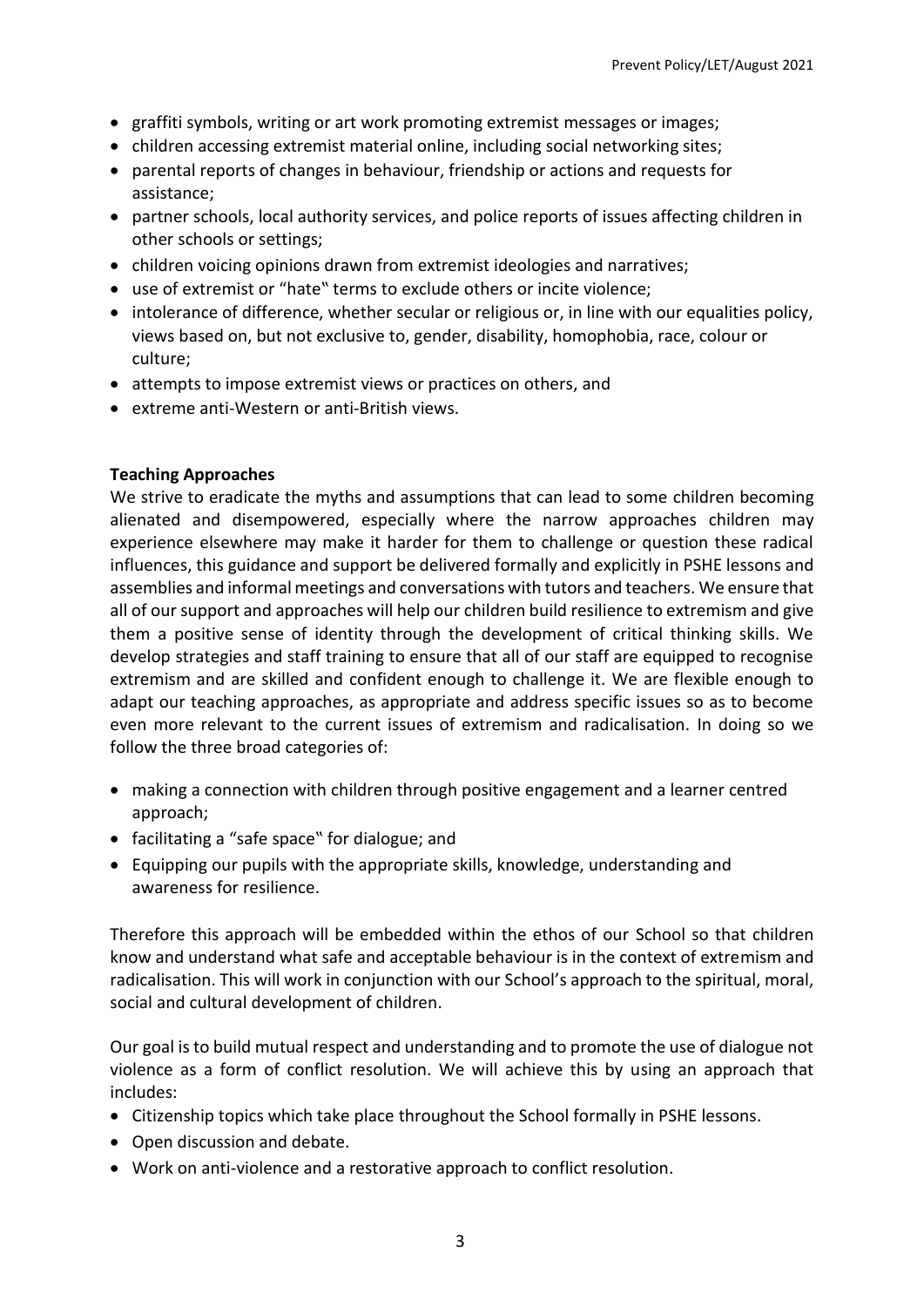- graffiti symbols, writing or art work promoting extremist messages or images;
- children accessing extremist material online, including social networking sites;
- parental reports of changes in behaviour, friendship or actions and requests for assistance;
- partner schools, local authority services, and police reports of issues affecting children in other schools or settings;
- children voicing opinions drawn from extremist ideologies and narratives;
- use of extremist or "hate" terms to exclude others or incite violence;
- intolerance of difference, whether secular or religious or, in line with our equalities policy, views based on, but not exclusive to, gender, disability, homophobia, race, colour or culture;
- attempts to impose extremist views or practices on others, and
- extreme anti-Western or anti-British views.

**Teaching Approaches**

We strive to eradicate the myths and assumptions that can lead to some children becoming alienated and disempowered, especially where the narrow approaches children may experience elsewhere may make it harder for them to challenge or question these radical influences, this guidance and support be delivered formally and explicitly in PSHE lessons and assemblies and informal meetings and conversations with tutors and teachers. We ensure that all of our support and approaches will help our children build resilience to extremism and give them a positive sense of identity through the development of critical thinking skills. We develop strategies and staff training to ensure that all of our staff are equipped to recognise extremism and are skilled and confident enough to challenge it. We are flexible enough to adapt our teaching approaches, as appropriate and address specific issues so as to become even more relevant to the current issues of extremism and radicalisation. In doing so we follow the three broad categories of:

- making a connection with children through positive engagement and a learner centred approach;
- facilitating a "safe space" for dialogue; and
- Equipping our pupils with the appropriate skills, knowledge, understanding and awareness for resilience.

Therefore this approach will be embedded within the ethos of our School so that children know and understand what safe and acceptable behaviour is in the context of extremism and radicalisation. This will work in conjunction with our School's approach to the spiritual, moral, social and cultural development of children.

Our goal is to build mutual respect and understanding and to promote the use of dialogue not violence as a form of conflict resolution. We will achieve this by using an approach that includes:

- Citizenship topics which take place throughout the School formally in PSHE lessons.
- Open discussion and debate.
- Work on anti-violence and a restorative approach to conflict resolution.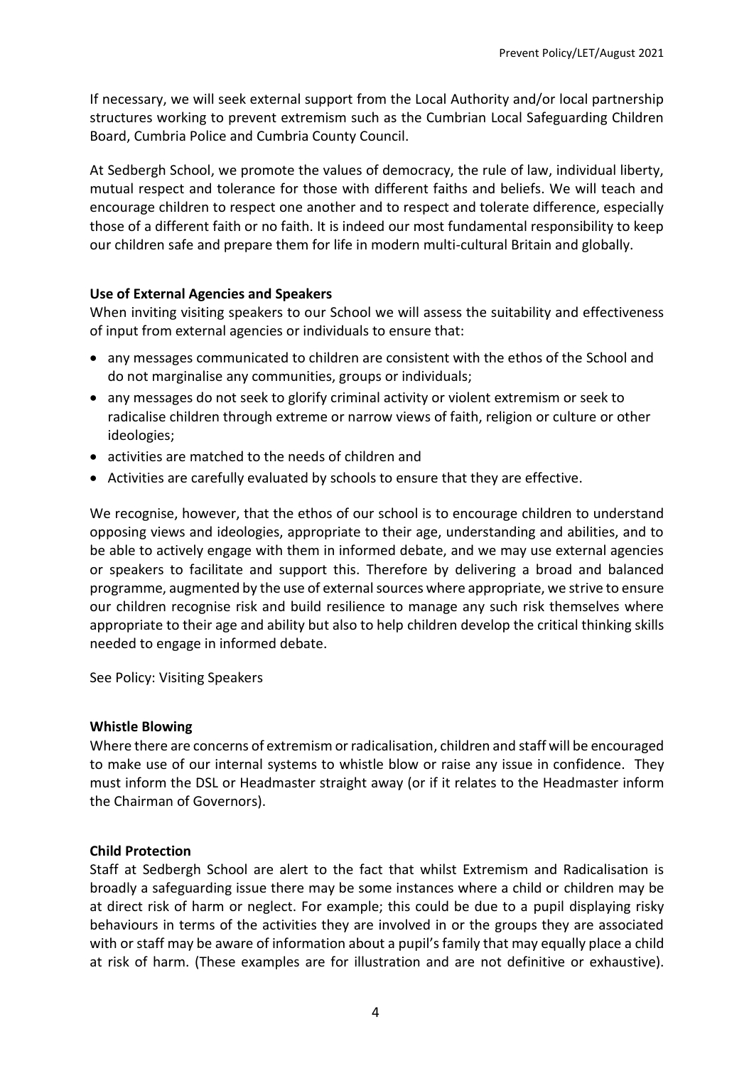If necessary, we will seek external support from the Local Authority and/or local partnership structures working to prevent extremism such as the Cumbrian Local Safeguarding Children Board, Cumbria Police and Cumbria County Council.

At Sedbergh School, we promote the values of democracy, the rule of law, individual liberty, mutual respect and tolerance for those with different faiths and beliefs. We will teach and encourage children to respect one another and to respect and tolerate difference, especially those of a different faith or no faith. It is indeed our most fundamental responsibility to keep our children safe and prepare them for life in modern multi-cultural Britain and globally.

**Use of External Agencies and Speakers**

When inviting visiting speakers to our School we will assess the suitability and effectiveness of input from external agencies or individuals to ensure that:

- any messages communicated to children are consistent with the ethos of the School and do not marginalise any communities, groups or individuals;
- any messages do not seek to glorify criminal activity or violent extremism or seek to radicalise children through extreme or narrow views of faith, religion or culture or other ideologies;
- activities are matched to the needs of children and
- Activities are carefully evaluated by schools to ensure that they are effective.

We recognise, however, that the ethos of our school is to encourage children to understand opposing views and ideologies, appropriate to their age, understanding and abilities, and to be able to actively engage with them in informed debate, and we may use external agencies or speakers to facilitate and support this. Therefore by delivering a broad and balanced programme, augmented by the use of external sources where appropriate, we strive to ensure our children recognise risk and build resilience to manage any such risk themselves where appropriate to their age and ability but also to help children develop the critical thinking skills needed to engage in informed debate.

See Policy: Visiting Speakers

**Whistle Blowing**

Where there are concerns of extremism or radicalisation, children and staff will be encouraged to make use of our internal systems to whistle blow or raise any issue in confidence. They must inform the DSL or Headmaster straight away (or if it relates to the Headmaster inform the Chairman of Governors).

**Child Protection**

Staff at Sedbergh School are alert to the fact that whilst Extremism and Radicalisation is broadly a safeguarding issue there may be some instances where a child or children may be at direct risk of harm or neglect. For example; this could be due to a pupil displaying risky behaviours in terms of the activities they are involved in or the groups they are associated with or staff may be aware of information about a pupil's family that may equally place a child at risk of harm. (These examples are for illustration and are not definitive or exhaustive).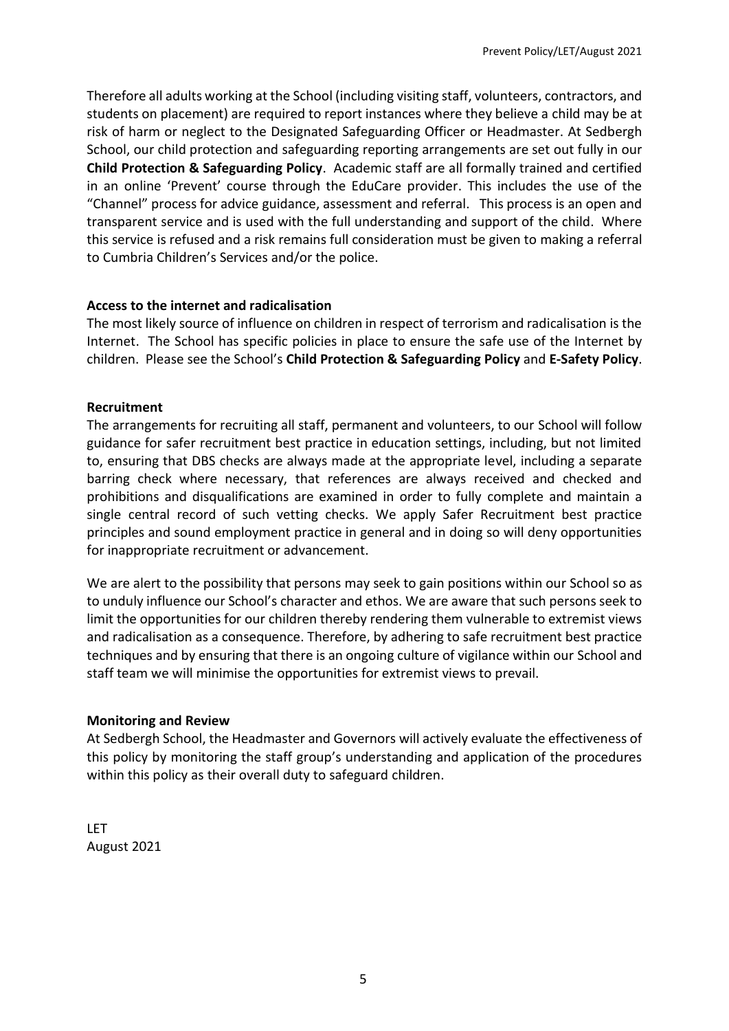Therefore all adults working at the School (including visiting staff, volunteers, contractors, and students on placement) are required to report instances where they believe a child may be at risk of harm or neglect to the Designated Safeguarding Officer or Headmaster. At Sedbergh School, our child protection and safeguarding reporting arrangements are set out fully in our **Child Protection & Safeguarding Policy**. Academic staff are all formally trained and certified in an online 'Prevent' course through the EduCare provider. This includes the use of the "Channel" process for advice guidance, assessment and referral. This process is an open and transparent service and is used with the full understanding and support of the child. Where this service is refused and a risk remains full consideration must be given to making a referral to Cumbria Children's Services and/or the police.

**Access to the internet and radicalisation**

The most likely source of influence on children in respect of terrorism and radicalisation is the Internet. The School has specific policies in place to ensure the safe use of the Internet by children. Please see the School's **Child Protection & Safeguarding Policy** and **E-Safety Policy**.

**Recruitment**

The arrangements for recruiting all staff, permanent and volunteers, to our School will follow guidance for safer recruitment best practice in education settings, including, but not limited to, ensuring that DBS checks are always made at the appropriate level, including a separate barring check where necessary, that references are always received and checked and prohibitions and disqualifications are examined in order to fully complete and maintain a single central record of such vetting checks. We apply Safer Recruitment best practice principles and sound employment practice in general and in doing so will deny opportunities for inappropriate recruitment or advancement.

We are alert to the possibility that persons may seek to gain positions within our School so as to unduly influence our School's character and ethos. We are aware that such persons seek to limit the opportunities for our children thereby rendering them vulnerable to extremist views and radicalisation as a consequence. Therefore, by adhering to safe recruitment best practice techniques and by ensuring that there is an ongoing culture of vigilance within our School and staff team we will minimise the opportunities for extremist views to prevail.

**Monitoring and Review**

At Sedbergh School, the Headmaster and Governors will actively evaluate the effectiveness of this policy by monitoring the staff group's understanding and application of the procedures within this policy as their overall duty to safeguard children.

LET
August 2021